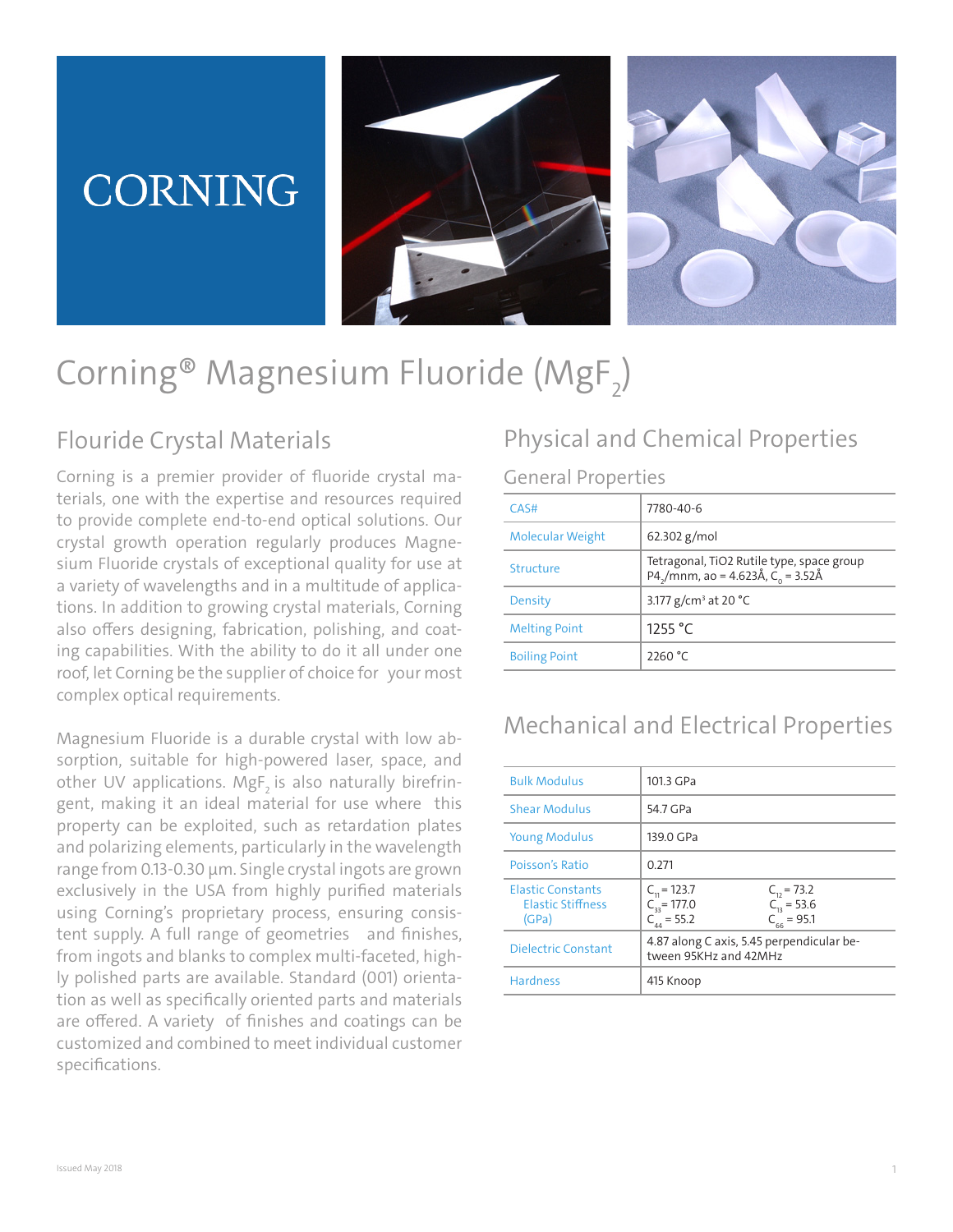CORNING

# Corning® Magnesium Fluoride ($MgF_2$)

## Flouride Crystal Materials

Corning is a premier provider of fluoride crystal materials, one with the expertise and resources required to provide complete end-to-end optical solutions. Our crystal growth operation regularly produces Magnesium Fluoride crystals of exceptional quality for use at a variety of wavelengths and in a multitude of applications. In addition to growing crystal materials, Corning also offers designing, fabrication, polishing, and coating capabilities. With the ability to do it all under one roof, let Corning be the supplier of choice for your most complex optical requirements.

Magnesium Fluoride is a durable crystal with low absorption, suitable for high-powered laser, space, and other UV applications. $MgF_2$ is also naturally birefringent, making it an ideal material for use where this property can be exploited, such as retardation plates and polarizing elements, particularly in the wavelength range from 0.13-0.30 µm. Single crystal ingots are grown exclusively in the USA from highly purified materials using Corning's proprietary process, ensuring consistent supply. A full range of geometries and finishes, from ingots and blanks to complex multi-faceted, highly polished parts are available. Standard (001) orientation as well as specifically oriented parts and materials are offered. A variety of finishes and coatings can be customized and combined to meet individual customer specifications.

## Physical and Chemical Properties

### General Properties

| | |
|---|---|
| CAS# | 7780-40-6 |
| Molecular Weight | 62.302 g/mol |
| Structure | Tetragonal, TiO2 Rutile type, space group $P4_2/mnm$, ao = 4.623Å, $C_0$ = 3.52Å |
| Density | 3.177 g/cm³ at 20 °C |
| Melting Point | 1255 °C |
| Boiling Point | 2260 °C |

## Mechanical and Electrical Properties

| | | |
|---|---|---|
| Bulk Modulus | 101.3 GPa | |
| Shear Modulus | 54.7 GPa | |
| Young Modulus | 139.0 GPa | |
| Poisson's Ratio | 0.271 | |
| Elastic Constants Elastic Stiffness (GPa) | $C_{11}$ = 123.7<br>$C_{33}$ = 177.0<br>$C_{44}$ = 55.2 | $C_{12}$ = 73.2<br>$C_{13}$ = 53.6<br>$C_{66}$ = 95.1 |
| Dielectric Constant | 4.87 along C axis, 5.45 perpendicular between 95KHz and 42MHz | |
| Hardness | 415 Knoop | |

Issued May 2018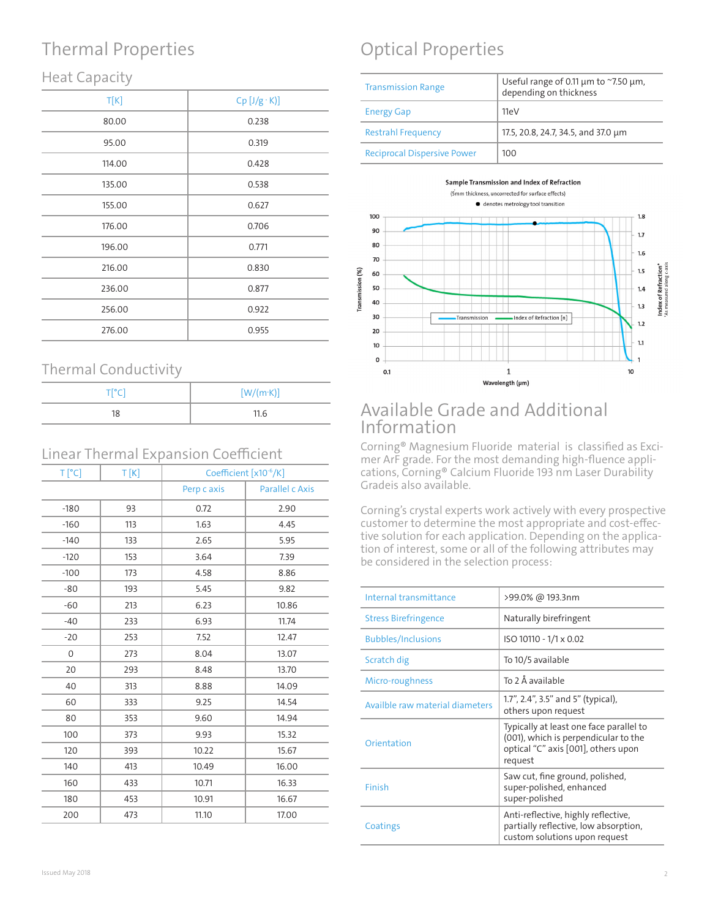# Thermal Properties

## Heat Capacity

| T[K] | Cp [J/g · K)] |
|---|---|
| 80.00 | 0.238 |
| 95.00 | 0.319 |
| 114.00 | 0.428 |
| 135.00 | 0.538 |
| 155.00 | 0.627 |
| 176.00 | 0.706 |
| 196.00 | 0.771 |
| 216.00 | 0.830 |
| 236.00 | 0.877 |
| 256.00 | 0.922 |
| 276.00 | 0.955 |

## Thermal Conductivity

| T[°C] | [W/(m·K)] |
|---|---|
| 18 | 11.6 |

## Linear Thermal Expansion Coefficient

| T [°C] | T [K] | Coefficient [x10$^{-6}$/K] | |
|---|---|---|---|
| | | Perp c axis | Parallel c Axis |
| -180 | 93 | 0.72 | 2.90 |
| -160 | 113 | 1.63 | 4.45 |
| -140 | 133 | 2.65 | 5.95 |
| -120 | 153 | 3.64 | 7.39 |
| -100 | 173 | 4.58 | 8.86 |
| -80 | 193 | 5.45 | 9.82 |
| -60 | 213 | 6.23 | 10.86 |
| -40 | 233 | 6.93 | 11.74 |
| -20 | 253 | 7.52 | 12.47 |
| 0 | 273 | 8.04 | 13.07 |
| 20 | 293 | 8.48 | 13.70 |
| 40 | 313 | 8.88 | 14.09 |
| 60 | 333 | 9.25 | 14.54 |
| 80 | 353 | 9.60 | 14.94 |
| 100 | 373 | 9.93 | 15.32 |
| 120 | 393 | 10.22 | 15.67 |
| 140 | 413 | 10.49 | 16.00 |
| 160 | 433 | 10.71 | 16.33 |
| 180 | 453 | 10.91 | 16.67 |
| 200 | 473 | 11.10 | 17.00 |

# Optical Properties

| | |
|---|---|
| Transmission Range | Useful range of 0.11 µm to ~7.50 µm, depending on thickness |
| Energy Gap | 11eV |
| Restrahl Frequency | 17.5, 20.8, 24.7, 34.5, and 37.0 µm |
| Reciprocal Dispersive Power | 100 |

**Sample Transmission and Index of Refraction**
(5mm thickness, uncorrected for surface effects)
● denotes metrology tool transition

# Available Grade and Additional Information

Corning® Magnesium Fluoride material is classified as Excimer ArF grade. For the most demanding high-fluence applications, Corning® Calcium Fluoride 193 nm Laser Durability Gradeis also available.

Corning's crystal experts work actively with every prospective customer to determine the most appropriate and cost-effective solution for each application. Depending on the application of interest, some or all of the following attributes may be considered in the selection process:

| | |
|---|---|
| Internal transmittance | >99.0% @ 193.3nm |
| Stress Birefringence | Naturally birefringent |
| Bubbles/Inclusions | ISO 10110 - 1/1 x 0.02 |
| Scratch dig | To 10/5 available |
| Micro-roughness | To 2 Å available |
| Availble raw material diameters | 1.7", 2.4", 3.5" and 5" (typical), others upon request |
| Orientation | Typically at least one face parallel to (001), which is perpendicular to the optical "C" axis [001], others upon request |
| Finish | Saw cut, fine ground, polished, super-polished, enhanced super-polished |
| Coatings | Anti-reflective, highly reflective, partially reflective, low absorption, custom solutions upon request |

Issued May 2018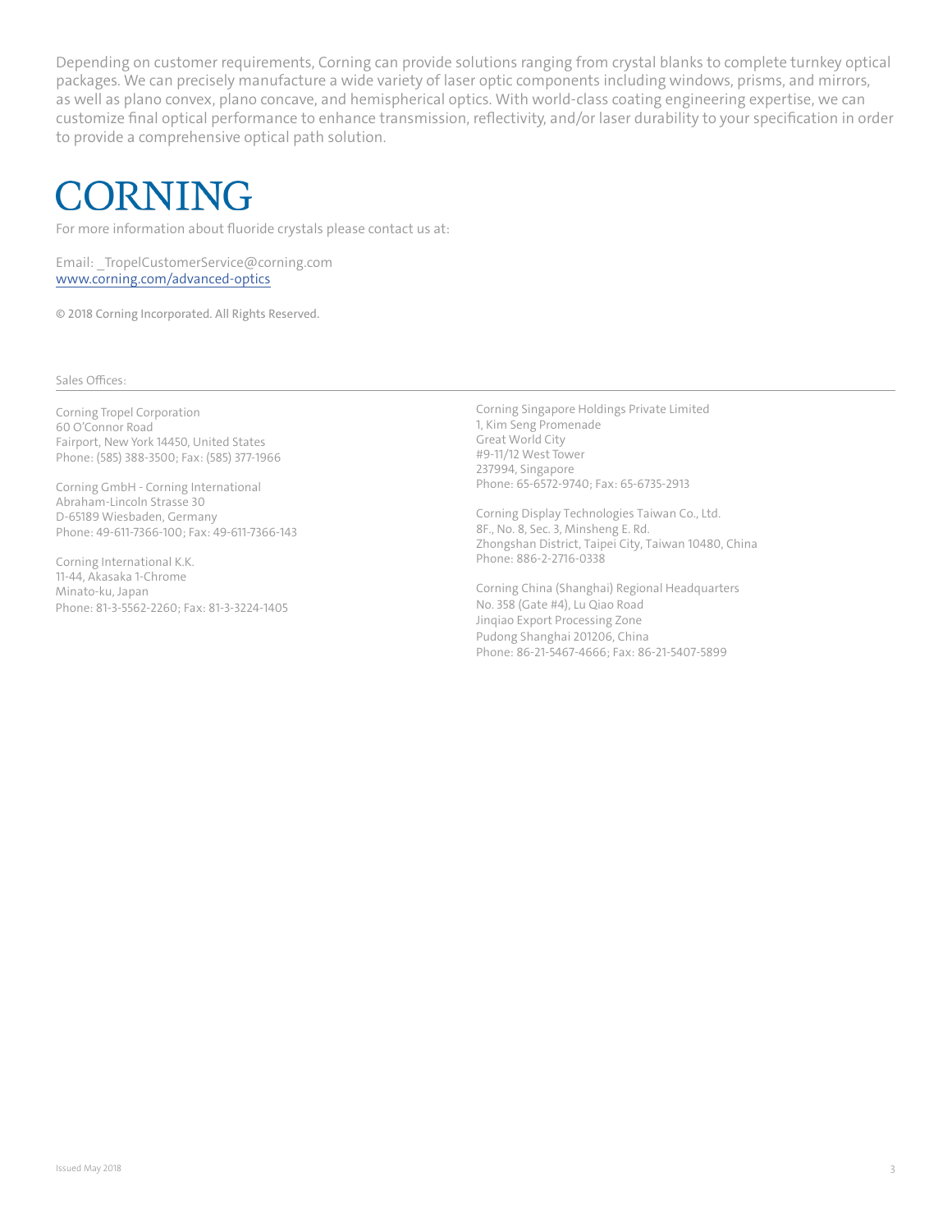Depending on customer requirements, Corning can provide solutions ranging from crystal blanks to complete turnkey optical packages. We can precisely manufacture a wide variety of laser optic components including windows, prisms, and mirrors, as well as plano convex, plano concave, and hemispherical optics. With world-class coating engineering expertise, we can customize final optical performance to enhance transmission, reflectivity, and/or laser durability to your specification in order to provide a comprehensive optical path solution.

# CORNING

For more information about fluoride crystals please contact us at:

Email: _TropelCustomerService@corning.com
www.corning.com/advanced-optics

© 2018 Corning Incorporated. All Rights Reserved.

Sales Offices:

Corning Tropel Corporation
60 O'Connor Road
Fairport, New York 14450, United States
Phone: (585) 388-3500; Fax: (585) 377-1966

Corning GmbH - Corning International
Abraham-Lincoln Strasse 30
D-65189 Wiesbaden, Germany
Phone: 49-611-7366-100; Fax: 49-611-7366-143

Corning International K.K.
11-44, Akasaka 1-Chrome
Minato-ku, Japan
Phone: 81-3-5562-2260; Fax: 81-3-3224-1405

Corning Singapore Holdings Private Limited
1, Kim Seng Promenade
Great World City
#9-11/12 West Tower
237994, Singapore
Phone: 65-6572-9740; Fax: 65-6735-2913

Corning Display Technologies Taiwan Co., Ltd.
8F., No. 8, Sec. 3, Minsheng E. Rd.
Zhongshan District, Taipei City, Taiwan 10480, China
Phone: 886-2-2716-0338

Corning China (Shanghai) Regional Headquarters
No. 358 (Gate #4), Lu Qiao Road
Jinqiao Export Processing Zone
Pudong Shanghai 201206, China
Phone: 86-21-5467-4666; Fax: 86-21-5407-5899

Issued May 2018